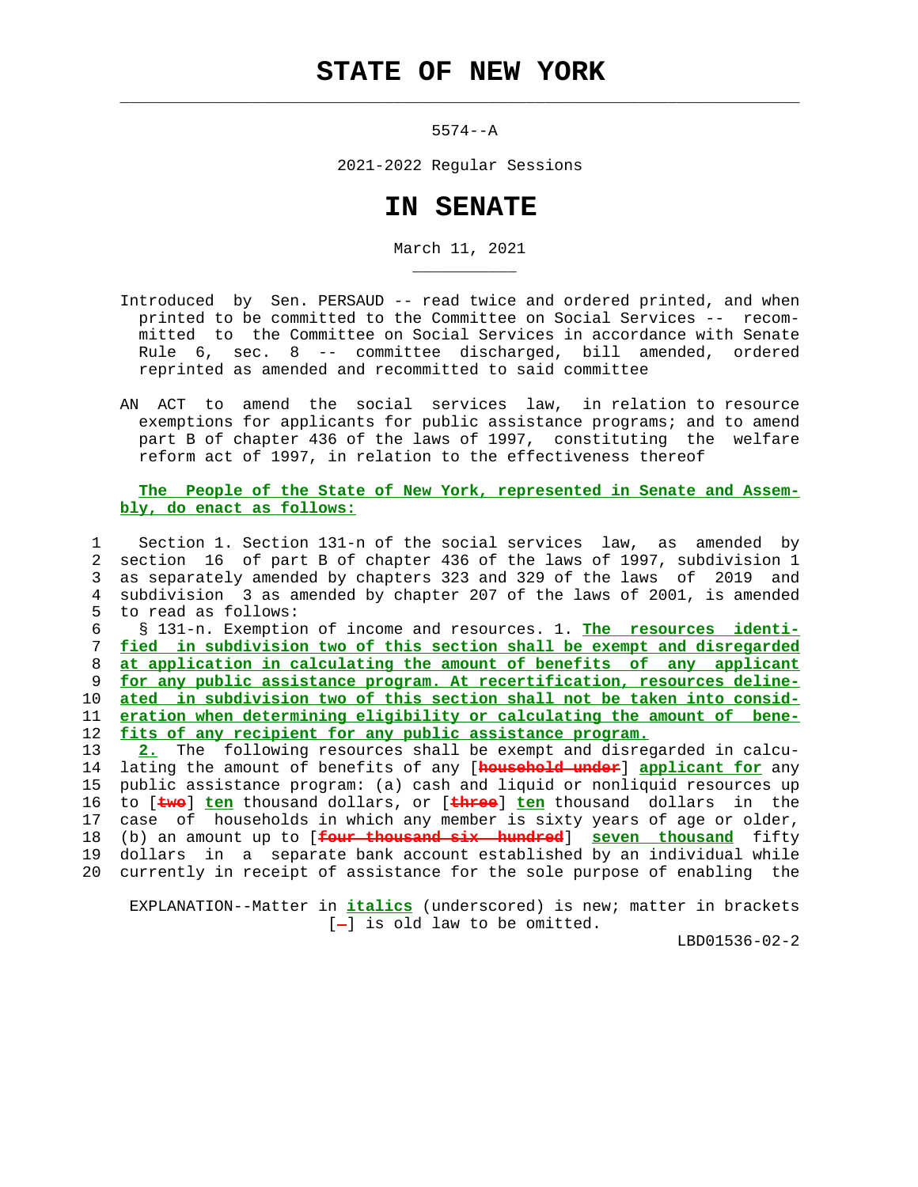# STATE OF NEW YORK

5574--A

2021-2022 Regular Sessions

# IN SENATE

March 11, 2021

Introduced by Sen. PERSAUD -- read twice and ordered printed, and when printed to be committed to the Committee on Social Services -- recommitted to the Committee on Social Services in accordance with Senate Rule 6, sec. 8 -- committee discharged, bill amended, ordered reprinted as amended and recommitted to said committee

AN ACT to amend the social services law, in relation to resource exemptions for applicants for public assistance programs; and to amend part B of chapter 436 of the laws of 1997, constituting the welfare reform act of 1997, in relation to the effectiveness thereof

**The People of the State of New York, represented in Senate and Assembly, do enact as follows:**

Section 1. Section 131-n of the social services law, as amended by section 16 of part B of chapter 436 of the laws of 1997, subdivision 1 as separately amended by chapters 323 and 329 of the laws of 2019 and subdivision 3 as amended by chapter 207 of the laws of 2001, is amended to read as follows:

§ 131-n. Exemption of income and resources. 1. ***The resources identified in subdivision two of this section shall be exempt and disregarded at application in calculating the amount of benefits of any applicant for any public assistance program. At recertification, resources delineated in subdivision two of this section shall not be taken into consideration when determining eligibility or calculating the amount of benefits of any recipient for any public assistance program.***

***2.*** The following resources shall be exempt and disregarded in calculating the amount of benefits of any [household under] ***applicant for*** any public assistance program: (a) cash and liquid or nonliquid resources up to [two] ***ten*** thousand dollars, or [three] ***ten*** thousand dollars in the case of households in which any member is sixty years of age or older, (b) an amount up to [four thousand six hundred] ***seven thousand*** fifty dollars in a separate bank account established by an individual while currently in receipt of assistance for the sole purpose of enabling the

EXPLANATION--Matter in ***italics*** (underscored) is new; matter in brackets [-] is old law to be omitted.

LBD01536-02-2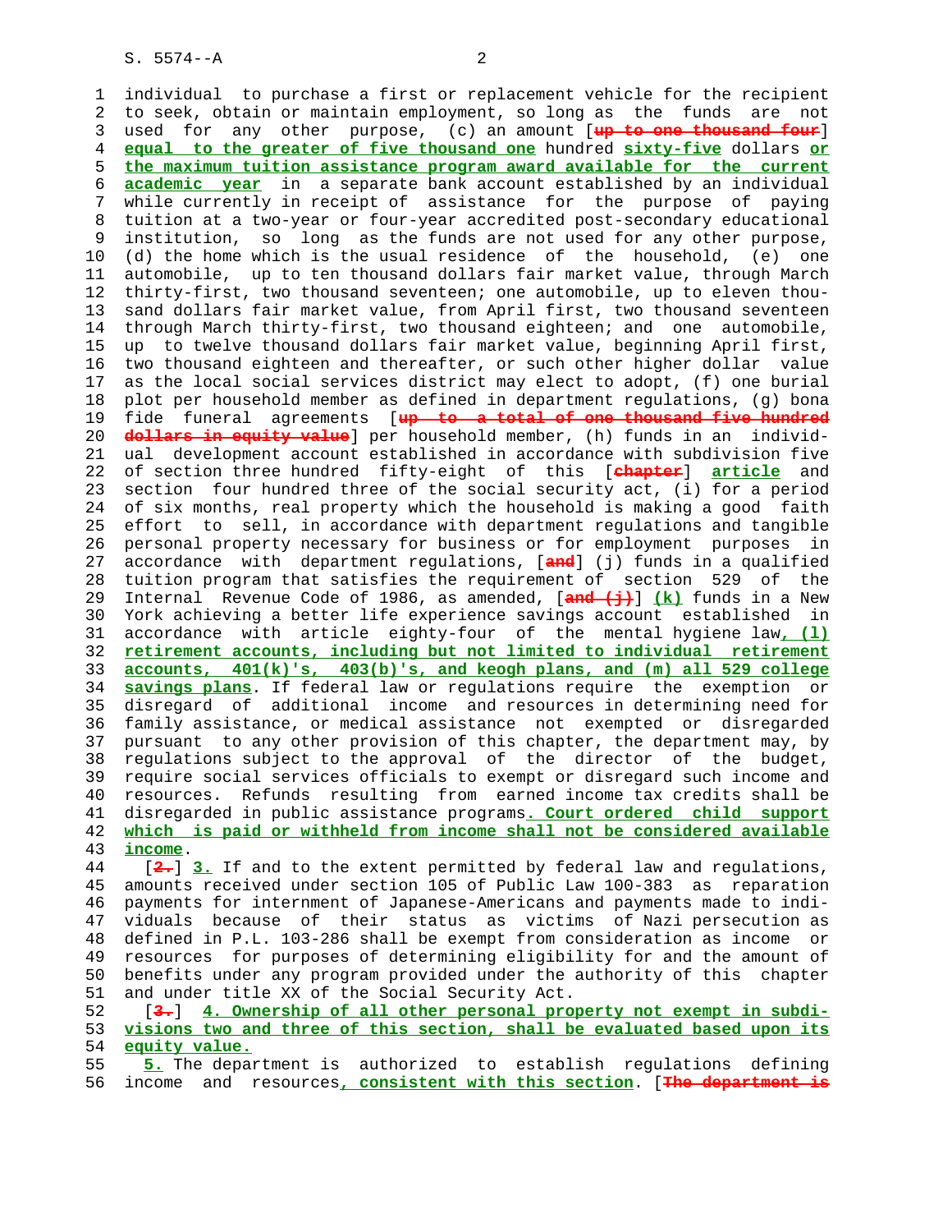individual to purchase a first or replacement vehicle for the recipient to seek, obtain or maintain employment, so long as the funds are not used for any other purpose, (c) an amount [~~up to one thousand four~~] **equal to the greater of five thousand one** hundred **sixty-five** dollars **or the maximum tuition assistance program award available for the current academic year** in a separate bank account established by an individual while currently in receipt of assistance for the purpose of paying tuition at a two-year or four-year accredited post-secondary educational institution, so long as the funds are not used for any other purpose, (d) the home which is the usual residence of the household, (e) one automobile, up to ten thousand dollars fair market value, through March thirty-first, two thousand seventeen; one automobile, up to eleven thousand dollars fair market value, from April first, two thousand seventeen through March thirty-first, two thousand eighteen; and one automobile, up to twelve thousand dollars fair market value, beginning April first, two thousand eighteen and thereafter, or such other higher dollar value as the local social services district may elect to adopt, (f) one burial plot per household member as defined in department regulations, (g) bona fide funeral agreements [~~up to a total of one thousand five hundred dollars in equity value~~] per household member, (h) funds in an individual development account established in accordance with subdivision five of section three hundred fifty-eight of this [~~chapter~~] **article** and section four hundred three of the social security act, (i) for a period of six months, real property which the household is making a good faith effort to sell, in accordance with department regulations and tangible personal property necessary for business or for employment purposes in accordance with department regulations, [~~and~~] (j) funds in a qualified tuition program that satisfies the requirement of section 529 of the Internal Revenue Code of 1986, as amended, [~~and (j)~~] **(k)** funds in a New York achieving a better life experience savings account established in accordance with article eighty-four of the mental hygiene law**, (l) retirement accounts, including but not limited to individual retirement accounts, 401(k)'s, 403(b)'s, and keogh plans, and (m) all 529 college savings plans**. If federal law or regulations require the exemption or disregard of additional income and resources in determining need for family assistance, or medical assistance not exempted or disregarded pursuant to any other provision of this chapter, the department may, by regulations subject to the approval of the director of the budget, require social services officials to exempt or disregard such income and resources. Refunds resulting from earned income tax credits shall be disregarded in public assistance programs**. Court ordered child support which is paid or withheld from income shall not be considered available income**.

[~~2.~~] **3.** If and to the extent permitted by federal law and regulations, amounts received under section 105 of Public Law 100-383 as reparation payments for internment of Japanese-Americans and payments made to individuals because of their status as victims of Nazi persecution as defined in P.L. 103-286 shall be exempt from consideration as income or resources for purposes of determining eligibility for and the amount of benefits under any program provided under the authority of this chapter and under title XX of the Social Security Act.

[~~3.~~] **4. Ownership of all other personal property not exempt in subdivisions two and three of this section, shall be evaluated based upon its equity value.**

**5.** The department is authorized to establish regulations defining income and resources**, consistent with this section**. [~~The department is~~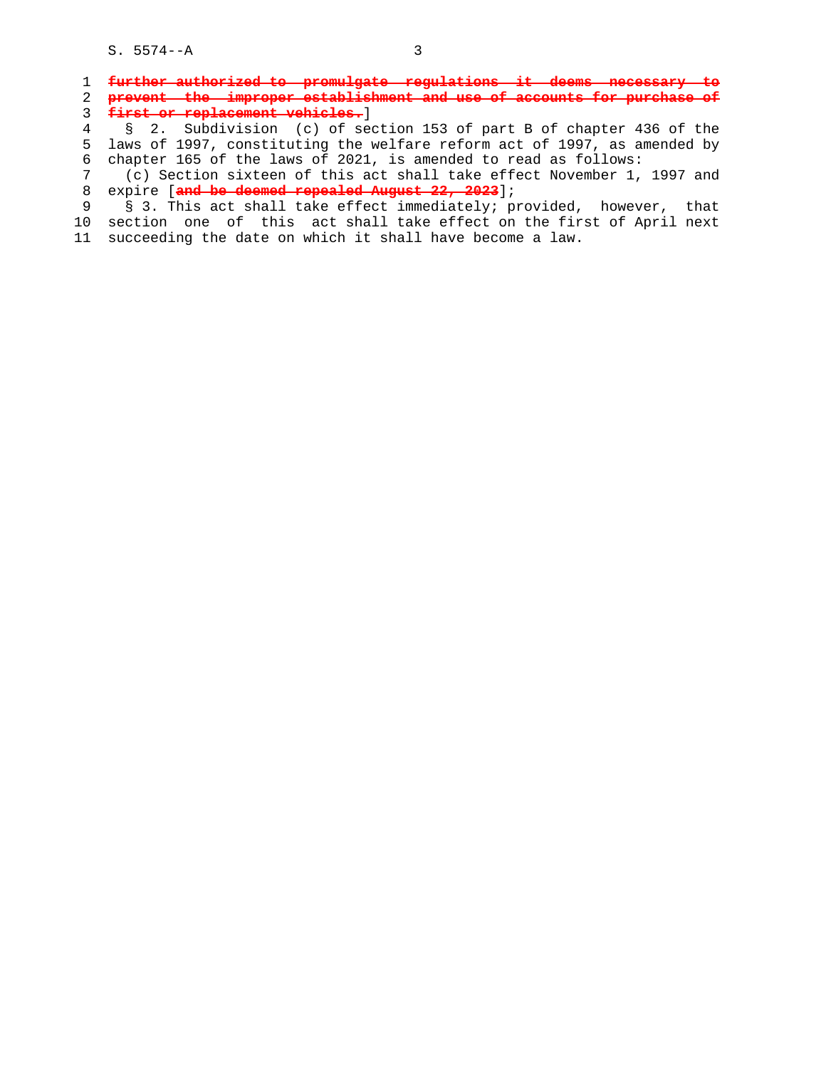~~further authorized to promulgate regulations it deems necessary to prevent the improper establishment and use of accounts for purchase of first or replacement vehicles.~~]

§ 2. Subdivision (c) of section 153 of part B of chapter 436 of the laws of 1997, constituting the welfare reform act of 1997, as amended by chapter 165 of the laws of 2021, is amended to read as follows:

(c) Section sixteen of this act shall take effect November 1, 1997 and expire [~~and be deemed repealed August 22, 2023~~];

§ 3. This act shall take effect immediately; provided, however, that section one of this act shall take effect on the first of April next succeeding the date on which it shall have become a law.